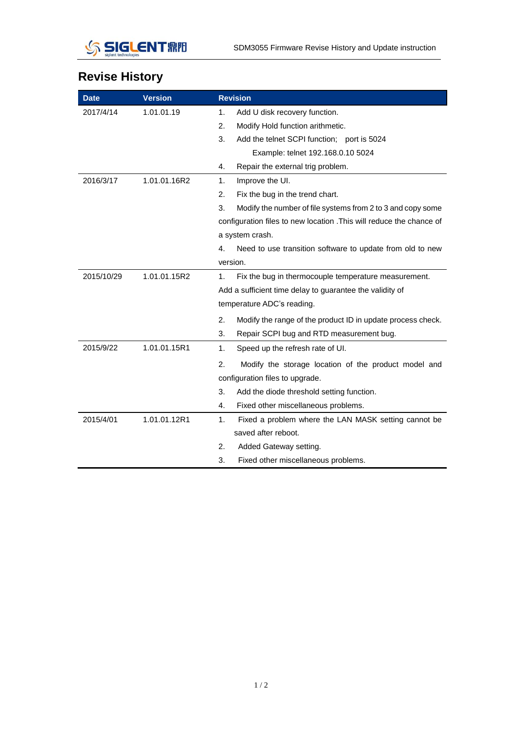## Revise History

| Date | Version | Revision |
|---|---|---|
| 2017/4/14 | 1.01.01.19 | 1. Add U disk recovery function.<br>2. Modify Hold function arithmetic.<br>3. Add the telnet SCPI function; port is 5024<br>Example: telnet 192.168.0.10 5024<br>4. Repair the external trig problem. |
| 2016/3/17 | 1.01.01.16R2 | 1. Improve the UI.<br>2. Fix the bug in the trend chart.<br>3. Modify the number of file systems from 2 to 3 and copy some configuration files to new location .This will reduce the chance of a system crash.<br>4. Need to use transition software to update from old to new version. |
| 2015/10/29 | 1.01.01.15R2 | 1. Fix the bug in thermocouple temperature measurement. Add a sufficient time delay to guarantee the validity of temperature ADC's reading.<br>2. Modify the range of the product ID in update process check.<br>3. Repair SCPI bug and RTD measurement bug. |
| 2015/9/22 | 1.01.01.15R1 | 1. Speed up the refresh rate of UI.<br>2. Modify the storage location of the product model and configuration files to upgrade.<br>3. Add the diode threshold setting function.<br>4. Fixed other miscellaneous problems. |
| 2015/4/01 | 1.01.01.12R1 | 1. Fixed a problem where the LAN MASK setting cannot be saved after reboot.<br>2. Added Gateway setting.<br>3. Fixed other miscellaneous problems. |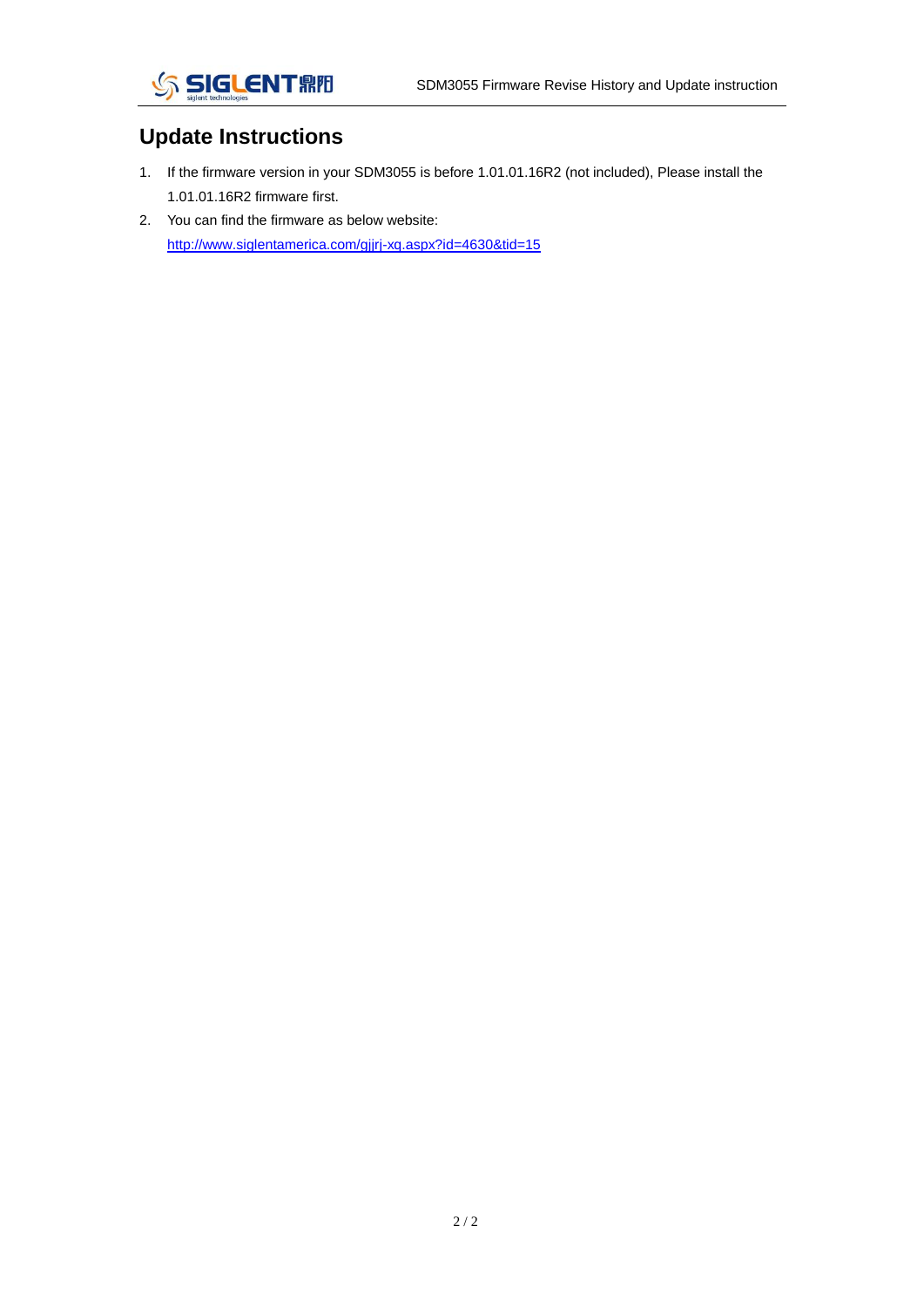# Update Instructions

1. If the firmware version in your SDM3055 is before 1.01.01.16R2 (not included), Please install the 1.01.01.16R2 firmware first.
2. You can find the firmware as below website:
   http://www.siglentamerica.com/gjjrj-xq.aspx?id=4630&tid=15